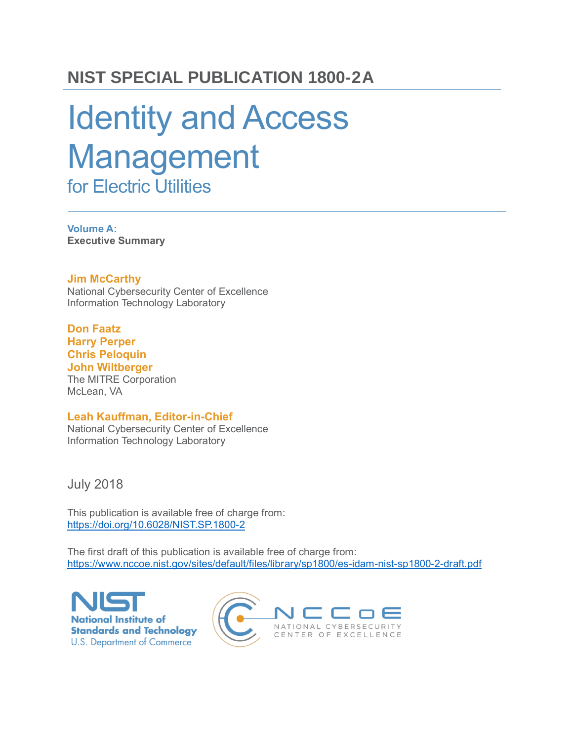# NIST SPECIAL PUBLICATION 1800-2A

# Identity and Access Management

## for Electric Utilities

**Volume A:**
**Executive Summary**

**Jim McCarthy**
National Cybersecurity Center of Excellence
Information Technology Laboratory

**Don Faatz**
**Harry Perper**
**Chris Peloquin**
**John Wiltberger**
The MITRE Corporation
McLean, VA

**Leah Kauffman, Editor-in-Chief**
National Cybersecurity Center of Excellence
Information Technology Laboratory

July 2018

This publication is available free of charge from:
https://doi.org/10.6028/NIST.SP.1800-2

The first draft of this publication is available free of charge from:
https://www.nccoe.nist.gov/sites/default/files/library/sp1800/es-idam-nist-sp1800-2-draft.pdf

NIST
National Institute of Standards and Technology
U.S. Department of Commerce

NCCoE
NATIONAL CYBERSECURITY CENTER OF EXCELLENCE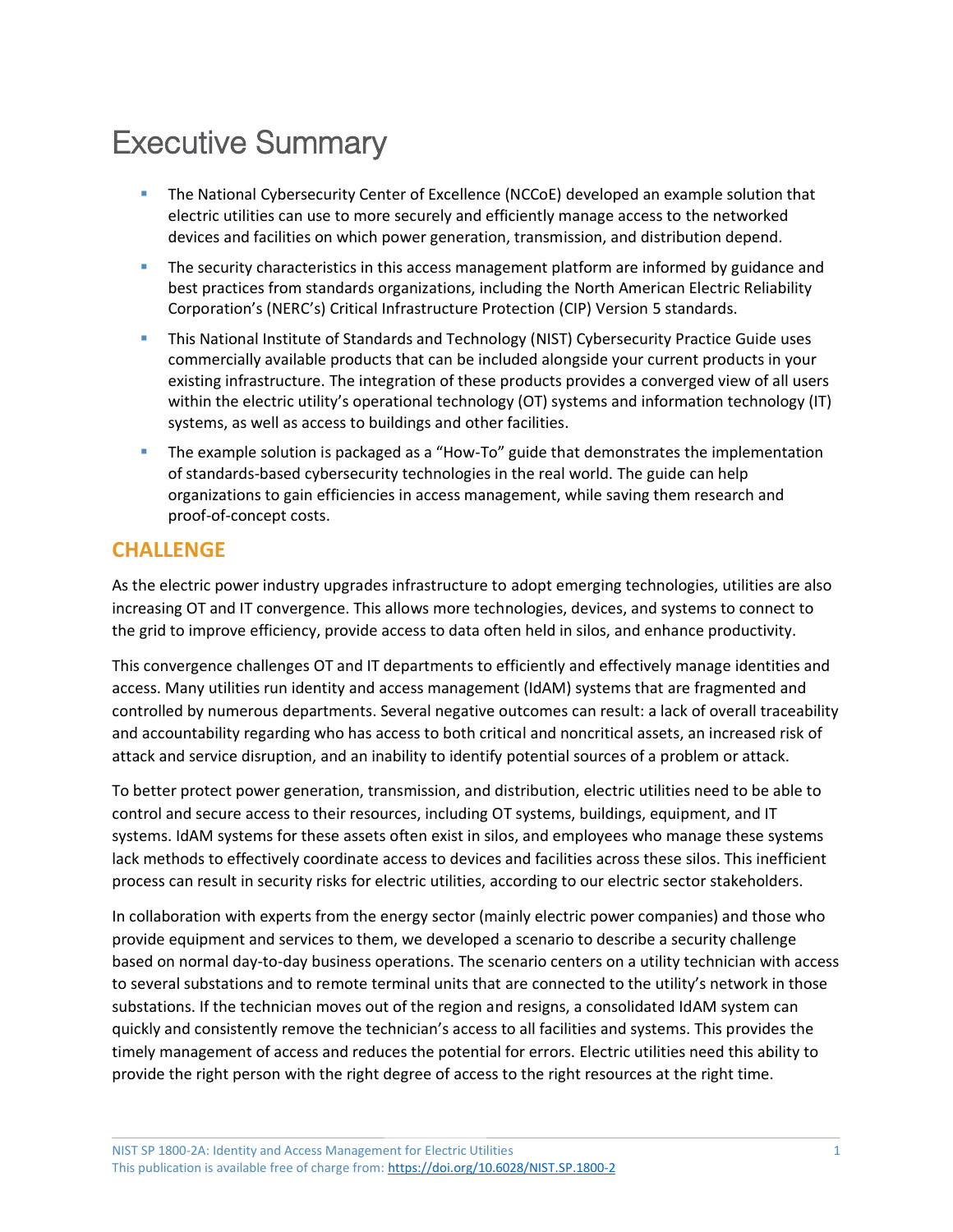# Executive Summary

- The National Cybersecurity Center of Excellence (NCCoE) developed an example solution that electric utilities can use to more securely and efficiently manage access to the networked devices and facilities on which power generation, transmission, and distribution depend.
- The security characteristics in this access management platform are informed by guidance and best practices from standards organizations, including the North American Electric Reliability Corporation's (NERC's) Critical Infrastructure Protection (CIP) Version 5 standards.
- This National Institute of Standards and Technology (NIST) Cybersecurity Practice Guide uses commercially available products that can be included alongside your current products in your existing infrastructure. The integration of these products provides a converged view of all users within the electric utility's operational technology (OT) systems and information technology (IT) systems, as well as access to buildings and other facilities.
- The example solution is packaged as a "How-To" guide that demonstrates the implementation of standards-based cybersecurity technologies in the real world. The guide can help organizations to gain efficiencies in access management, while saving them research and proof-of-concept costs.

## CHALLENGE

As the electric power industry upgrades infrastructure to adopt emerging technologies, utilities are also increasing OT and IT convergence. This allows more technologies, devices, and systems to connect to the grid to improve efficiency, provide access to data often held in silos, and enhance productivity.

This convergence challenges OT and IT departments to efficiently and effectively manage identities and access. Many utilities run identity and access management (IdAM) systems that are fragmented and controlled by numerous departments. Several negative outcomes can result: a lack of overall traceability and accountability regarding who has access to both critical and noncritical assets, an increased risk of attack and service disruption, and an inability to identify potential sources of a problem or attack.

To better protect power generation, transmission, and distribution, electric utilities need to be able to control and secure access to their resources, including OT systems, buildings, equipment, and IT systems. IdAM systems for these assets often exist in silos, and employees who manage these systems lack methods to effectively coordinate access to devices and facilities across these silos. This inefficient process can result in security risks for electric utilities, according to our electric sector stakeholders.

In collaboration with experts from the energy sector (mainly electric power companies) and those who provide equipment and services to them, we developed a scenario to describe a security challenge based on normal day-to-day business operations. The scenario centers on a utility technician with access to several substations and to remote terminal units that are connected to the utility's network in those substations. If the technician moves out of the region and resigns, a consolidated IdAM system can quickly and consistently remove the technician's access to all facilities and systems. This provides the timely management of access and reduces the potential for errors. Electric utilities need this ability to provide the right person with the right degree of access to the right resources at the right time.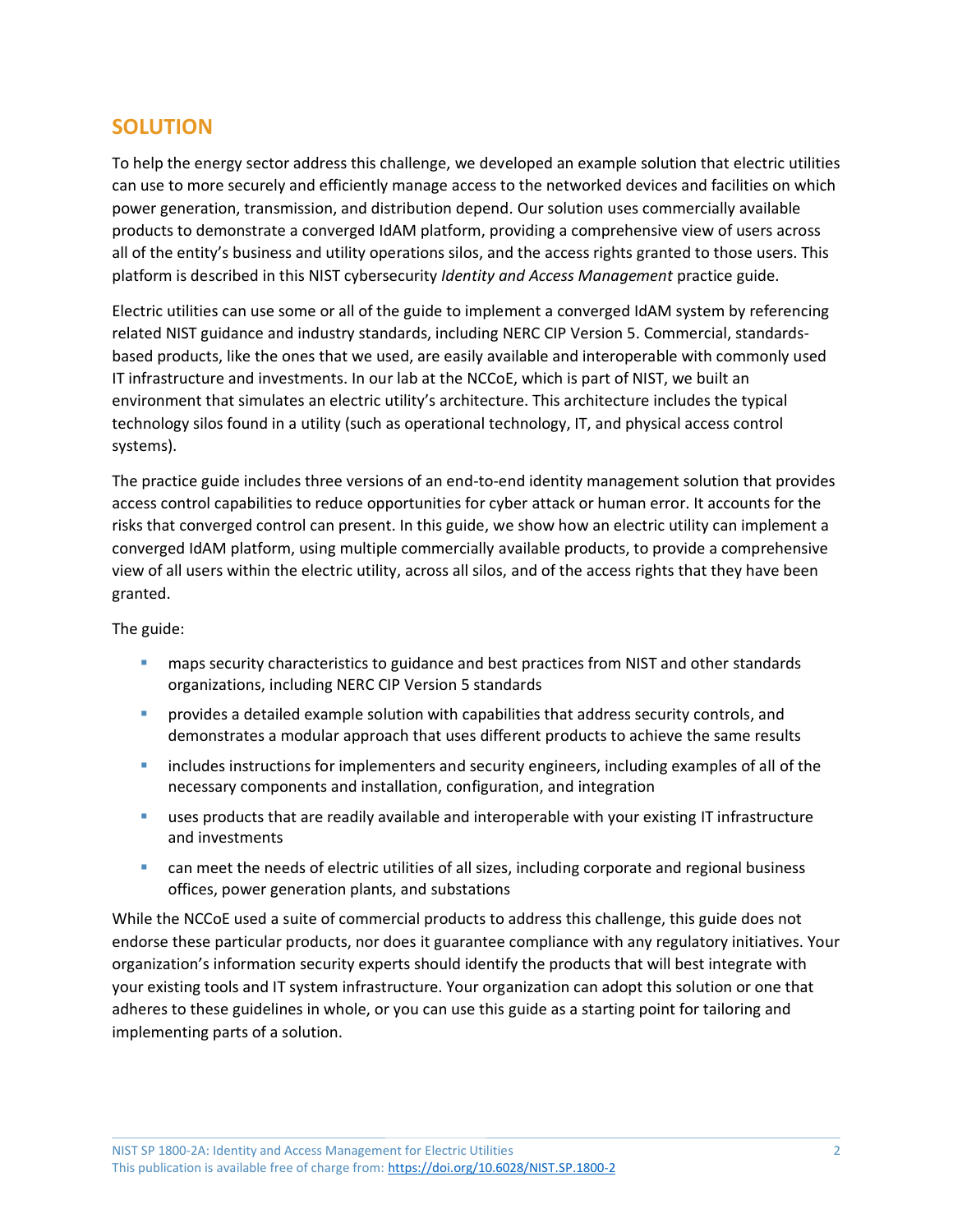## SOLUTION

To help the energy sector address this challenge, we developed an example solution that electric utilities can use to more securely and efficiently manage access to the networked devices and facilities on which power generation, transmission, and distribution depend. Our solution uses commercially available products to demonstrate a converged IdAM platform, providing a comprehensive view of users across all of the entity's business and utility operations silos, and the access rights granted to those users. This platform is described in this NIST cybersecurity *Identity and Access Management* practice guide.

Electric utilities can use some or all of the guide to implement a converged IdAM system by referencing related NIST guidance and industry standards, including NERC CIP Version 5. Commercial, standards-based products, like the ones that we used, are easily available and interoperable with commonly used IT infrastructure and investments. In our lab at the NCCoE, which is part of NIST, we built an environment that simulates an electric utility's architecture. This architecture includes the typical technology silos found in a utility (such as operational technology, IT, and physical access control systems).

The practice guide includes three versions of an end-to-end identity management solution that provides access control capabilities to reduce opportunities for cyber attack or human error. It accounts for the risks that converged control can present. In this guide, we show how an electric utility can implement a converged IdAM platform, using multiple commercially available products, to provide a comprehensive view of all users within the electric utility, across all silos, and of the access rights that they have been granted.

The guide:

- maps security characteristics to guidance and best practices from NIST and other standards organizations, including NERC CIP Version 5 standards
- provides a detailed example solution with capabilities that address security controls, and demonstrates a modular approach that uses different products to achieve the same results
- includes instructions for implementers and security engineers, including examples of all of the necessary components and installation, configuration, and integration
- uses products that are readily available and interoperable with your existing IT infrastructure and investments
- can meet the needs of electric utilities of all sizes, including corporate and regional business offices, power generation plants, and substations

While the NCCoE used a suite of commercial products to address this challenge, this guide does not endorse these particular products, nor does it guarantee compliance with any regulatory initiatives. Your organization's information security experts should identify the products that will best integrate with your existing tools and IT system infrastructure. Your organization can adopt this solution or one that adheres to these guidelines in whole, or you can use this guide as a starting point for tailoring and implementing parts of a solution.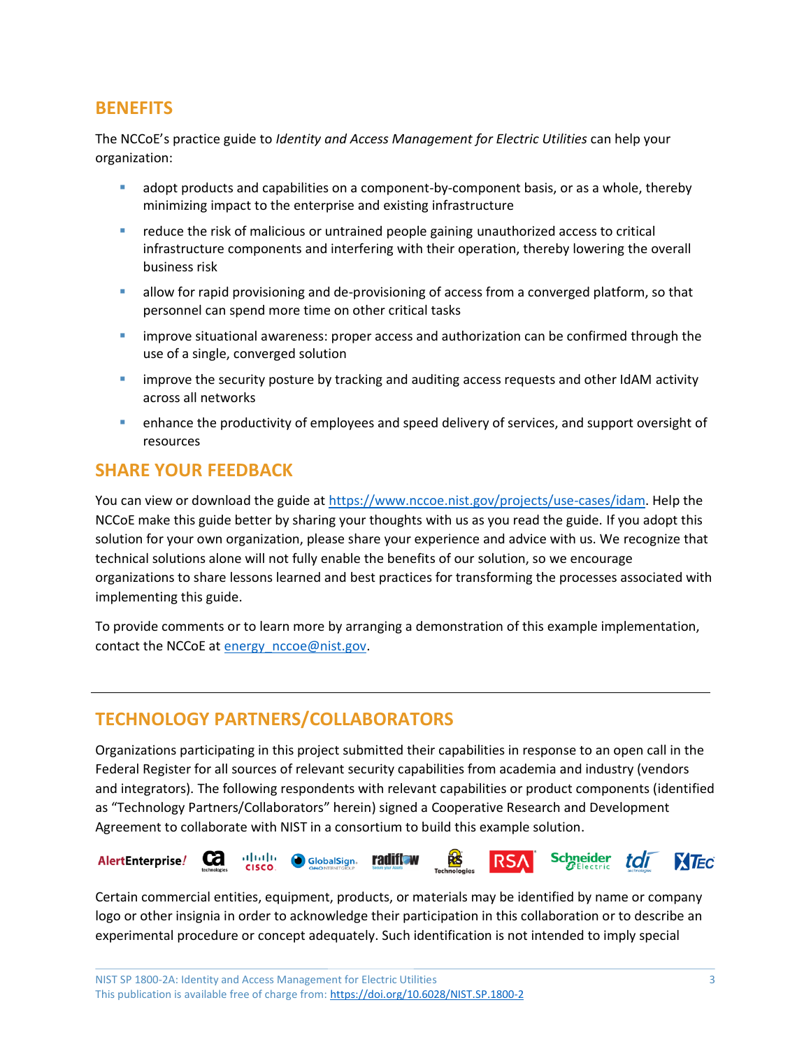## BENEFITS

The NCCoE's practice guide to *Identity and Access Management for Electric Utilities* can help your organization:

- adopt products and capabilities on a component-by-component basis, or as a whole, thereby minimizing impact to the enterprise and existing infrastructure
- reduce the risk of malicious or untrained people gaining unauthorized access to critical infrastructure components and interfering with their operation, thereby lowering the overall business risk
- allow for rapid provisioning and de-provisioning of access from a converged platform, so that personnel can spend more time on other critical tasks
- improve situational awareness: proper access and authorization can be confirmed through the use of a single, converged solution
- improve the security posture by tracking and auditing access requests and other IdAM activity across all networks
- enhance the productivity of employees and speed delivery of services, and support oversight of resources

## SHARE YOUR FEEDBACK

You can view or download the guide at https://www.nccoe.nist.gov/projects/use-cases/idam. Help the NCCoE make this guide better by sharing your thoughts with us as you read the guide. If you adopt this solution for your own organization, please share your experience and advice with us. We recognize that technical solutions alone will not fully enable the benefits of our solution, so we encourage organizations to share lessons learned and best practices for transforming the processes associated with implementing this guide.

To provide comments or to learn more by arranging a demonstration of this example implementation, contact the NCCoE at energy_nccoe@nist.gov.

---

## TECHNOLOGY PARTNERS/COLLABORATORS

Organizations participating in this project submitted their capabilities in response to an open call in the Federal Register for all sources of relevant security capabilities from academia and industry (vendors and integrators). The following respondents with relevant capabilities or product components (identified as "Technology Partners/Collaborators" herein) signed a Cooperative Research and Development Agreement to collaborate with NIST in a consortium to build this example solution.

AlertEnterprise | CA technologies | Cisco | GlobalSign | radiflow | RS2 Technologies | RSA | Schneider Electric | tdi technologies | XTec

Certain commercial entities, equipment, products, or materials may be identified by name or company logo or other insignia in order to acknowledge their participation in this collaboration or to describe an experimental procedure or concept adequately. Such identification is not intended to imply special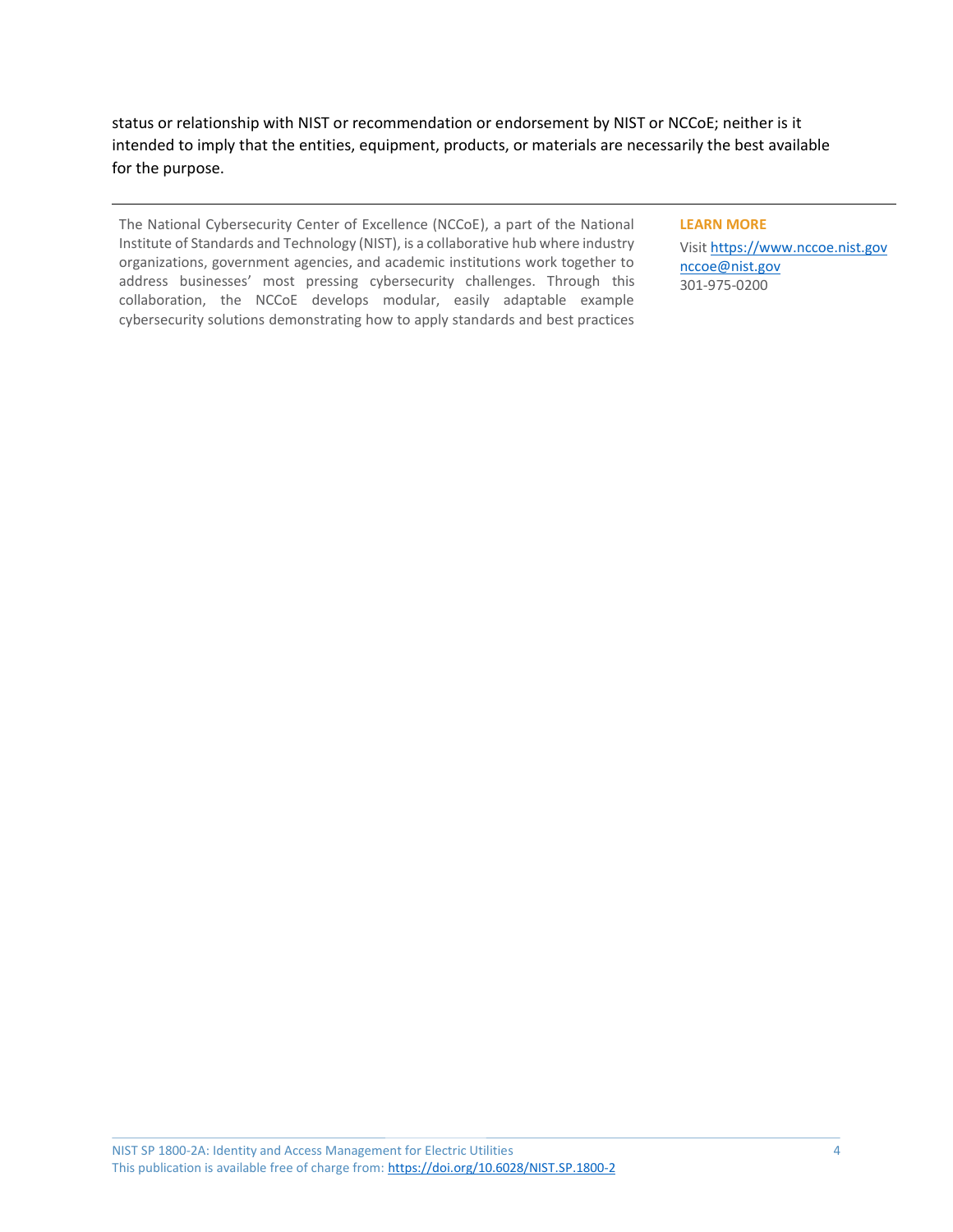status or relationship with NIST or recommendation or endorsement by NIST or NCCoE; neither is it intended to imply that the entities, equipment, products, or materials are necessarily the best available for the purpose.

---

The National Cybersecurity Center of Excellence (NCCoE), a part of the National Institute of Standards and Technology (NIST), is a collaborative hub where industry organizations, government agencies, and academic institutions work together to address businesses' most pressing cybersecurity challenges. Through this collaboration, the NCCoE develops modular, easily adaptable example cybersecurity solutions demonstrating how to apply standards and best practices

**LEARN MORE**

Visit https://www.nccoe.nist.gov
nccoe@nist.gov
301-975-0200